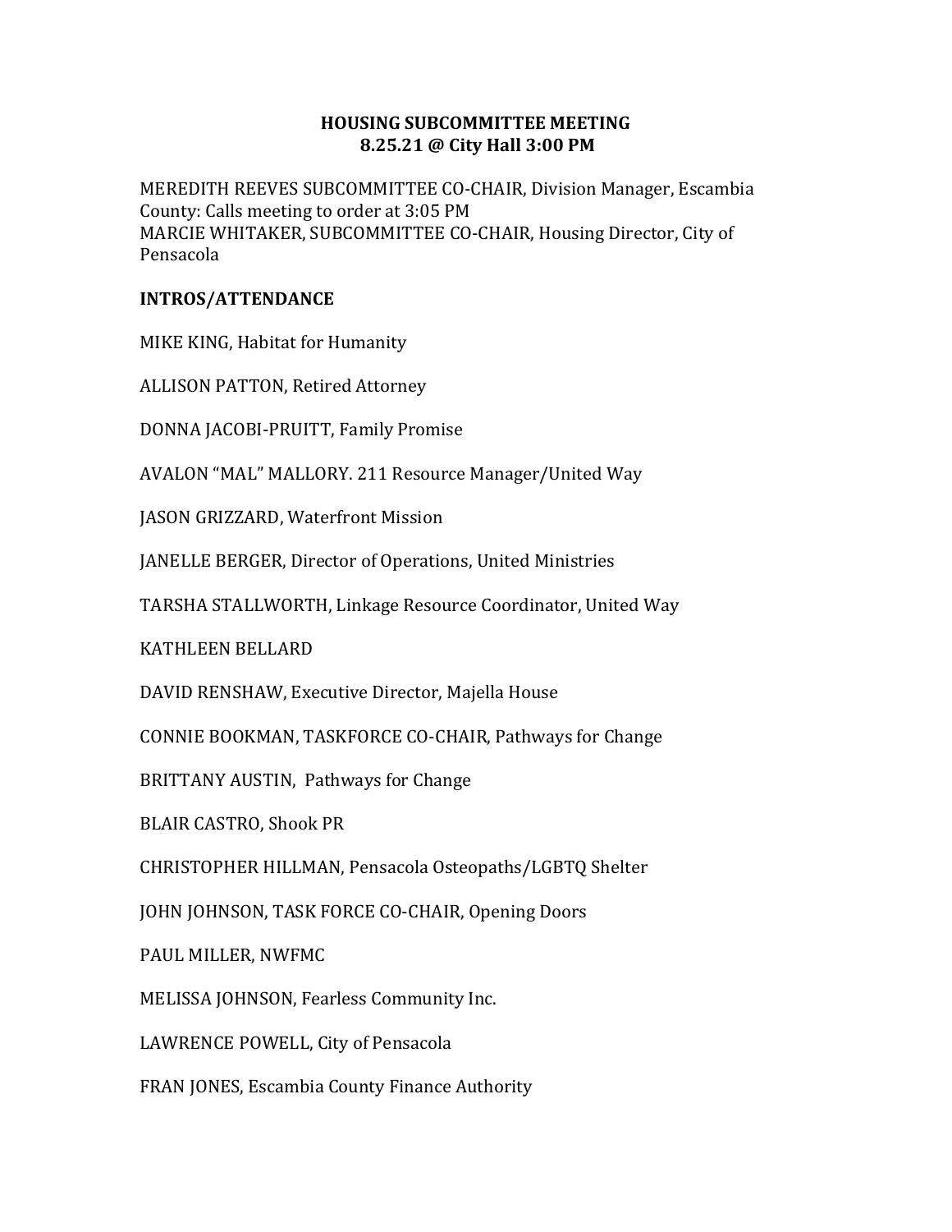# HOUSING SUBCOMMITTEE MEETING
## 8.25.21 @ City Hall 3:00 PM

MEREDITH REEVES SUBCOMMITTEE CO-CHAIR, Division Manager, Escambia County: Calls meeting to order at 3:05 PM
MARCIE WHITAKER, SUBCOMMITTEE CO-CHAIR, Housing Director, City of Pensacola

**INTROS/ATTENDANCE**

MIKE KING, Habitat for Humanity

ALLISON PATTON, Retired Attorney

DONNA JACOBI-PRUITT, Family Promise

AVALON "MAL" MALLORY. 211 Resource Manager/United Way

JASON GRIZZARD, Waterfront Mission

JANELLE BERGER, Director of Operations, United Ministries

TARSHA STALLWORTH, Linkage Resource Coordinator, United Way

KATHLEEN BELLARD

DAVID RENSHAW, Executive Director, Majella House

CONNIE BOOKMAN, TASKFORCE CO-CHAIR, Pathways for Change

BRITTANY AUSTIN, Pathways for Change

BLAIR CASTRO, Shook PR

CHRISTOPHER HILLMAN, Pensacola Osteopaths/LGBTQ Shelter

JOHN JOHNSON, TASK FORCE CO-CHAIR, Opening Doors

PAUL MILLER, NWFMC

MELISSA JOHNSON, Fearless Community Inc.

LAWRENCE POWELL, City of Pensacola

FRAN JONES, Escambia County Finance Authority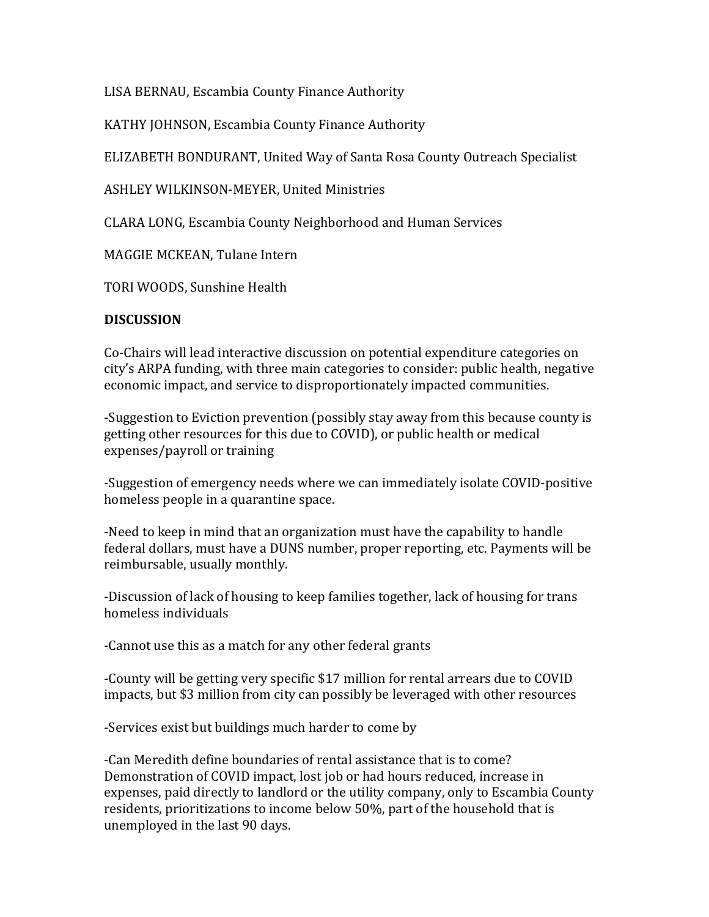LISA BERNAU, Escambia County Finance Authority

KATHY JOHNSON, Escambia County Finance Authority

ELIZABETH BONDURANT, United Way of Santa Rosa County Outreach Specialist

ASHLEY WILKINSON-MEYER, United Ministries

CLARA LONG, Escambia County Neighborhood and Human Services

MAGGIE MCKEAN, Tulane Intern

TORI WOODS, Sunshine Health

**DISCUSSION**

Co-Chairs will lead interactive discussion on potential expenditure categories on city's ARPA funding, with three main categories to consider: public health, negative economic impact, and service to disproportionately impacted communities.

-Suggestion to Eviction prevention (possibly stay away from this because county is getting other resources for this due to COVID), or public health or medical expenses/payroll or training

-Suggestion of emergency needs where we can immediately isolate COVID-positive homeless people in a quarantine space.

-Need to keep in mind that an organization must have the capability to handle federal dollars, must have a DUNS number, proper reporting, etc. Payments will be reimbursable, usually monthly.

-Discussion of lack of housing to keep families together, lack of housing for trans homeless individuals

-Cannot use this as a match for any other federal grants

-County will be getting very specific $17 million for rental arrears due to COVID impacts, but $3 million from city can possibly be leveraged with other resources

-Services exist but buildings much harder to come by

-Can Meredith define boundaries of rental assistance that is to come? Demonstration of COVID impact, lost job or had hours reduced, increase in expenses, paid directly to landlord or the utility company, only to Escambia County residents, prioritizations to income below 50%, part of the household that is unemployed in the last 90 days.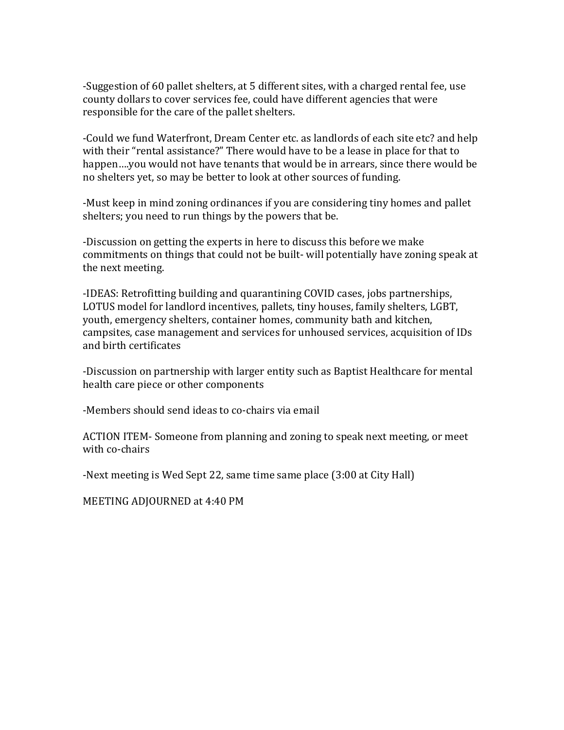-Suggestion of 60 pallet shelters, at 5 different sites, with a charged rental fee, use county dollars to cover services fee, could have different agencies that were responsible for the care of the pallet shelters.

-Could we fund Waterfront, Dream Center etc. as landlords of each site etc? and help with their "rental assistance?" There would have to be a lease in place for that to happen….you would not have tenants that would be in arrears, since there would be no shelters yet, so may be better to look at other sources of funding.

-Must keep in mind zoning ordinances if you are considering tiny homes and pallet shelters; you need to run things by the powers that be.

-Discussion on getting the experts in here to discuss this before we make commitments on things that could not be built- will potentially have zoning speak at the next meeting.

-IDEAS: Retrofitting building and quarantining COVID cases, jobs partnerships, LOTUS model for landlord incentives, pallets, tiny houses, family shelters, LGBT, youth, emergency shelters, container homes, community bath and kitchen, campsites, case management and services for unhoused services, acquisition of IDs and birth certificates

-Discussion on partnership with larger entity such as Baptist Healthcare for mental health care piece or other components

-Members should send ideas to co-chairs via email

ACTION ITEM- Someone from planning and zoning to speak next meeting, or meet with co-chairs

-Next meeting is Wed Sept 22, same time same place (3:00 at City Hall)

MEETING ADJOURNED at 4:40 PM